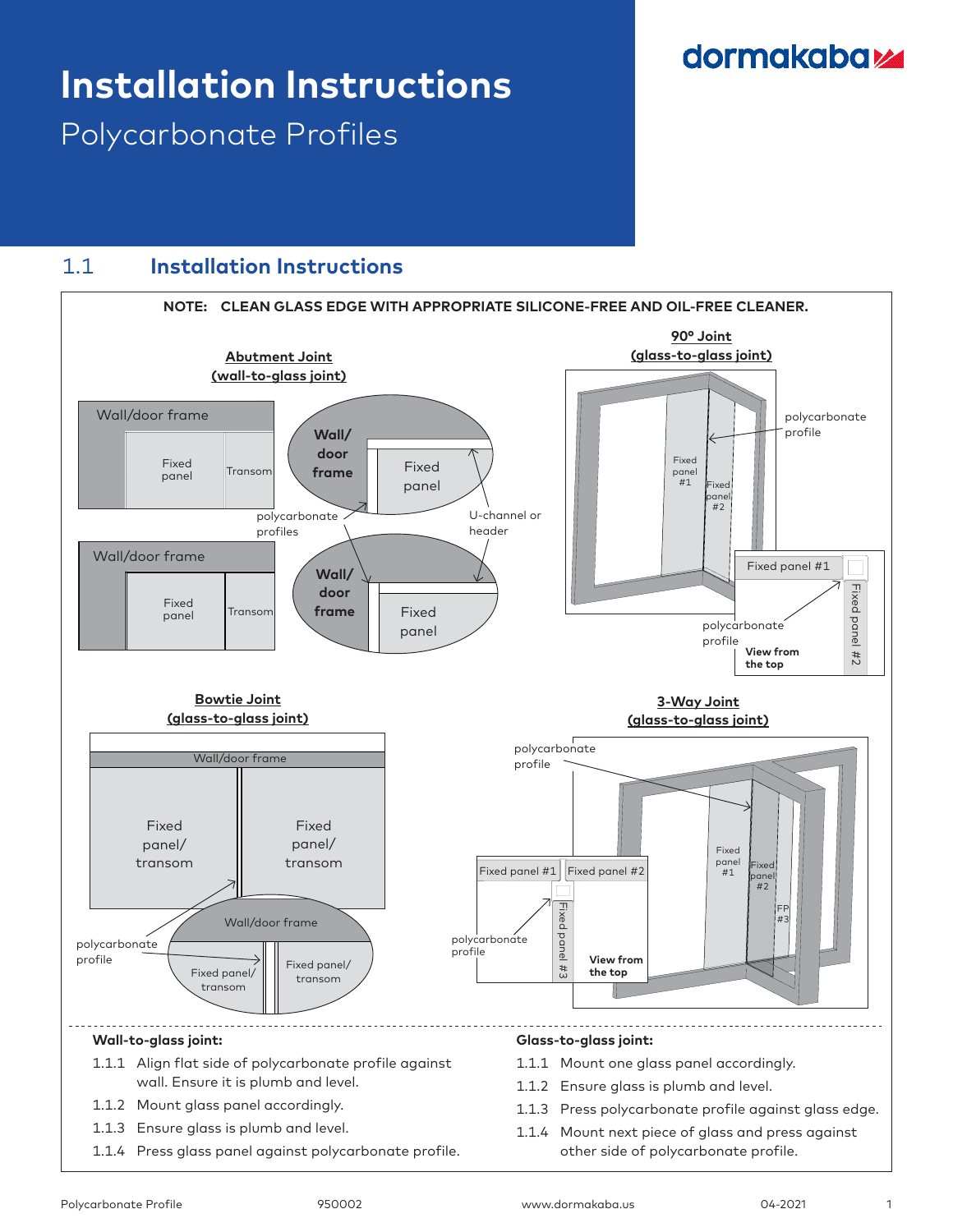# Installation Instructions

## Polycarbonate Profiles

dormakaba

## 1.1 Installation Instructions

**NOTE: CLEAN GLASS EDGE WITH APPROPRIATE SILICONE-FREE AND OIL-FREE CLEANER.**

**Abutment Joint (wall-to-glass joint)**

Wall/door frame — Fixed panel — Transom — polycarbonate profiles — U-channel or header — Wall/door frame — Fixed panel

**90º Joint (glass-to-glass joint)**

polycarbonate profile — Fixed panel #1 — Fixed panel #2 — View from the top

**Bowtie Joint (glass-to-glass joint)**

Wall/door frame — Fixed panel/transom — Fixed panel/transom — polycarbonate profile

**3-Way Joint (glass-to-glass joint)**

polycarbonate profile — Fixed panel #1 — Fixed panel #2 — Fixed panel #3 — FP #3 — View from the top

---

**Wall-to-glass joint:**

1.1.1 Align flat side of polycarbonate profile against wall. Ensure it is plumb and level.

1.1.2 Mount glass panel accordingly.

1.1.3 Ensure glass is plumb and level.

1.1.4 Press glass panel against polycarbonate profile.

**Glass-to-glass joint:**

1.1.1 Mount one glass panel accordingly.

1.1.2 Ensure glass is plumb and level.

1.1.3 Press polycarbonate profile against glass edge.

1.1.4 Mount next piece of glass and press against other side of polycarbonate profile.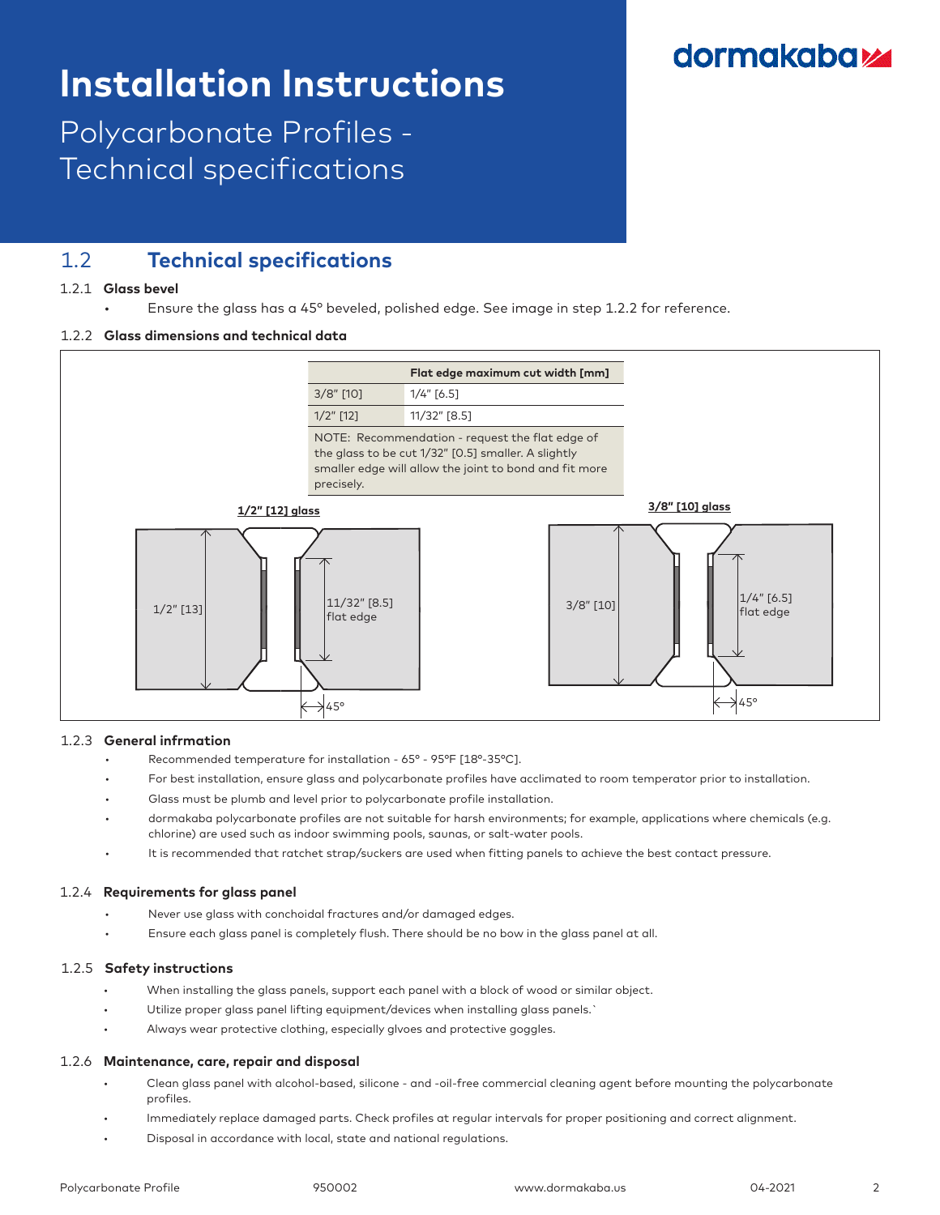# Installation Instructions

Polycarbonate Profiles - Technical specifications

dormakaba

## 1.2 Technical specifications

### 1.2.1 Glass bevel

- Ensure the glass has a 45° beveled, polished edge. See image in step 1.2.2 for reference.

### 1.2.2 Glass dimensions and technical data

| | Flat edge maximum cut width [mm] |
|---|---|
| 3/8" [10] | 1/4" [6.5] |
| 1/2" [12] | 11/32" [8.5] |

NOTE: Recommendation - request the flat edge of the glass to be cut 1/32" [0.5] smaller. A slightly smaller edge will allow the joint to bond and fit more precisely.

**1/2" [12] glass**

1/2" [13]

11/32" [8.5] flat edge

45°

**3/8" [10] glass**

3/8" [10]

1/4" [6.5] flat edge

45°

### 1.2.3 General infrmation

- Recommended temperature for installation - 65° - 95°F [18°-35°C].
- For best installation, ensure glass and polycarbonate profiles have acclimated to room temperator prior to installation.
- Glass must be plumb and level prior to polycarbonate profile installation.
- dormakaba polycarbonate profiles are not suitable for harsh environments; for example, applications where chemicals (e.g. chlorine) are used such as indoor swimming pools, saunas, or salt-water pools.
- It is recommended that ratchet strap/suckers are used when fitting panels to achieve the best contact pressure.

### 1.2.4 Requirements for glass panel

- Never use glass with conchoidal fractures and/or damaged edges.
- Ensure each glass panel is completely flush. There should be no bow in the glass panel at all.

### 1.2.5 Safety instructions

- When installing the glass panels, support each panel with a block of wood or similar object.
- Utilize proper glass panel lifting equipment/devices when installing glass panels.`
- Always wear protective clothing, especially glvoes and protective goggles.

### 1.2.6 Maintenance, care, repair and disposal

- Clean glass panel with alcohol-based, silicone - and -oil-free commercial cleaning agent before mounting the polycarbonate profiles.
- Immediately replace damaged parts. Check profiles at regular intervals for proper positioning and correct alignment.
- Disposal in accordance with local, state and national regulations.